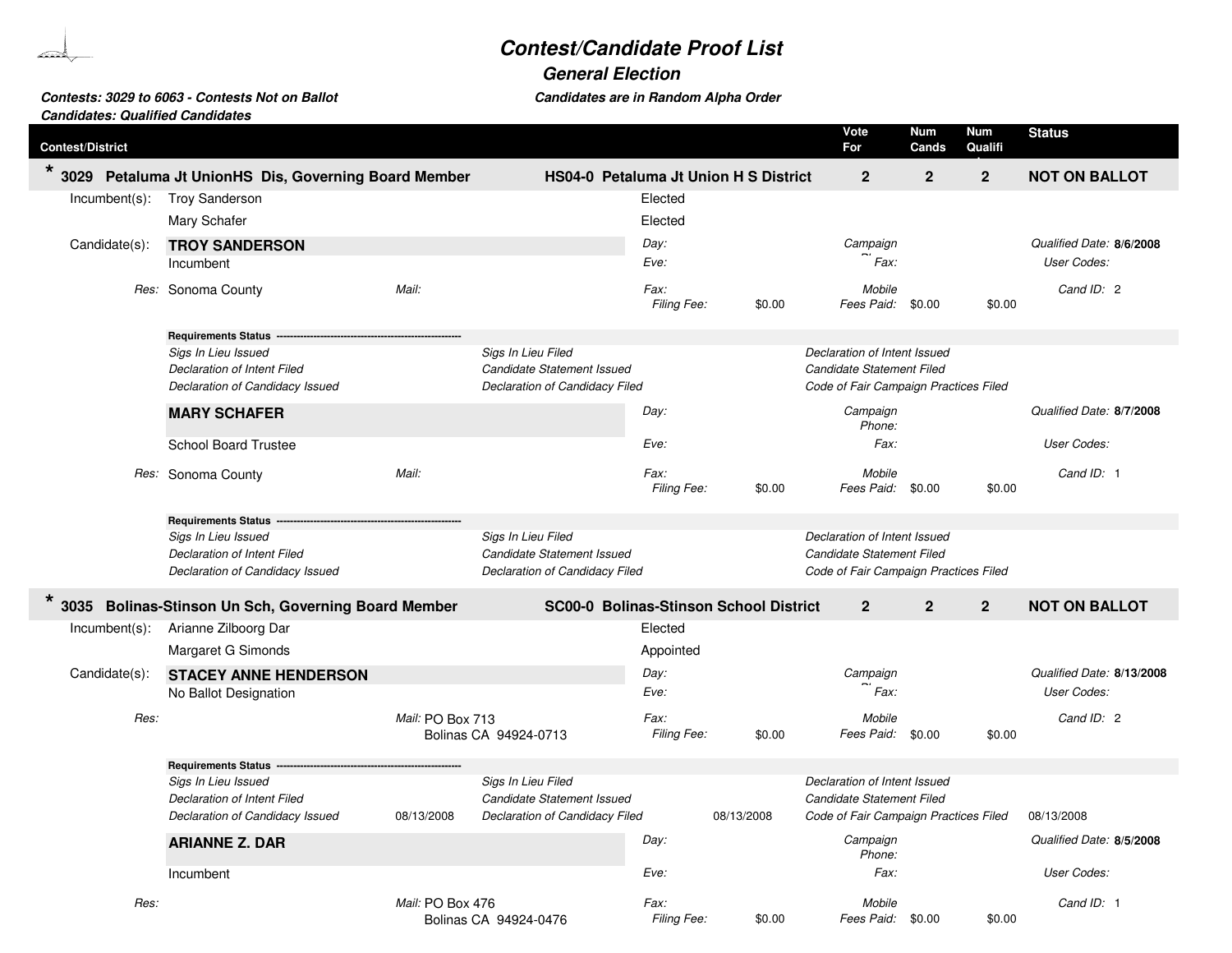# Contest/Candidate Proof List

## General Election

**Contests: 3029 to 6063 - Contests Not on Ballot**
**Candidates: Qualified Candidates**

*Candidates are in Random Alpha Order*

| Contest/District | | Vote For | Num Cands | Num Qualifi | Status |
|---|---|---|---|---|---|
| * 3029 Petaluma Jt UnionHS Dis, Governing Board Member | HS04-0 Petaluma Jt Union H S District | 2 | 2 | 2 | NOT ON BALLOT |

Incumbent(s): Troy Sanderson — Elected
Mary Schafer — Elected

Candidate(s):

**TROY SANDERSON**
Incumbent
Res: Sonoma County
Mail:
Day:
Eve:
Fax:
Filing Fee: $0.00
Campaign Phone:
Fax:
Mobile
Fees Paid: $0.00 $0.00
Qualified Date: 8/6/2008
User Codes:
Cand ID: 2

**Requirements Status**

| | | | | | |
|---|---|---|---|---|---|
| Sigs In Lieu Issued | | Sigs In Lieu Filed | | Declaration of Intent Issued | |
| Declaration of Intent Filed | | Candidate Statement Issued | | Candidate Statement Filed | |
| Declaration of Candidacy Issued | | Declaration of Candidacy Filed | | Code of Fair Campaign Practices Filed | |

**MARY SCHAFER**
School Board Trustee
Res: Sonoma County
Mail:
Day:
Eve:
Fax:
Filing Fee: $0.00
Campaign Phone:
Fax:
Mobile
Fees Paid: $0.00 $0.00
Qualified Date: 8/7/2008
User Codes:
Cand ID: 1

**Requirements Status**

| | | | | | |
|---|---|---|---|---|---|
| Sigs In Lieu Issued | | Sigs In Lieu Filed | | Declaration of Intent Issued | |
| Declaration of Intent Filed | | Candidate Statement Issued | | Candidate Statement Filed | |
| Declaration of Candidacy Issued | | Declaration of Candidacy Filed | | Code of Fair Campaign Practices Filed | |

| Contest/District | | Vote For | Num Cands | Num Qualifi | Status |
|---|---|---|---|---|---|
| * 3035 Bolinas-Stinson Un Sch, Governing Board Member | SC00-0 Bolinas-Stinson School District | 2 | 2 | 2 | NOT ON BALLOT |

Incumbent(s): Arianne Zilboorg Dar — Elected
Margaret G Simonds — Appointed

Candidate(s):

**STACEY ANNE HENDERSON**
No Ballot Designation
Res:
Mail: PO Box 713
Bolinas CA 94924-0713
Day:
Eve:
Fax:
Filing Fee: $0.00
Campaign Phone:
Fax:
Mobile
Fees Paid: $0.00 $0.00
Qualified Date: 8/13/2008
User Codes:
Cand ID: 2

**Requirements Status**

| | | | | | |
|---|---|---|---|---|---|
| Sigs In Lieu Issued | | Sigs In Lieu Filed | | Declaration of Intent Issued | |
| Declaration of Intent Filed | | Candidate Statement Issued | | Candidate Statement Filed | |
| Declaration of Candidacy Issued | 08/13/2008 | Declaration of Candidacy Filed | 08/13/2008 | Code of Fair Campaign Practices Filed | 08/13/2008 |

**ARIANNE Z. DAR**
Incumbent
Res:
Mail: PO Box 476
Bolinas CA 94924-0476
Day:
Eve:
Fax:
Filing Fee: $0.00
Campaign Phone:
Fax:
Mobile
Fees Paid: $0.00 $0.00
Qualified Date: 8/5/2008
User Codes:
Cand ID: 1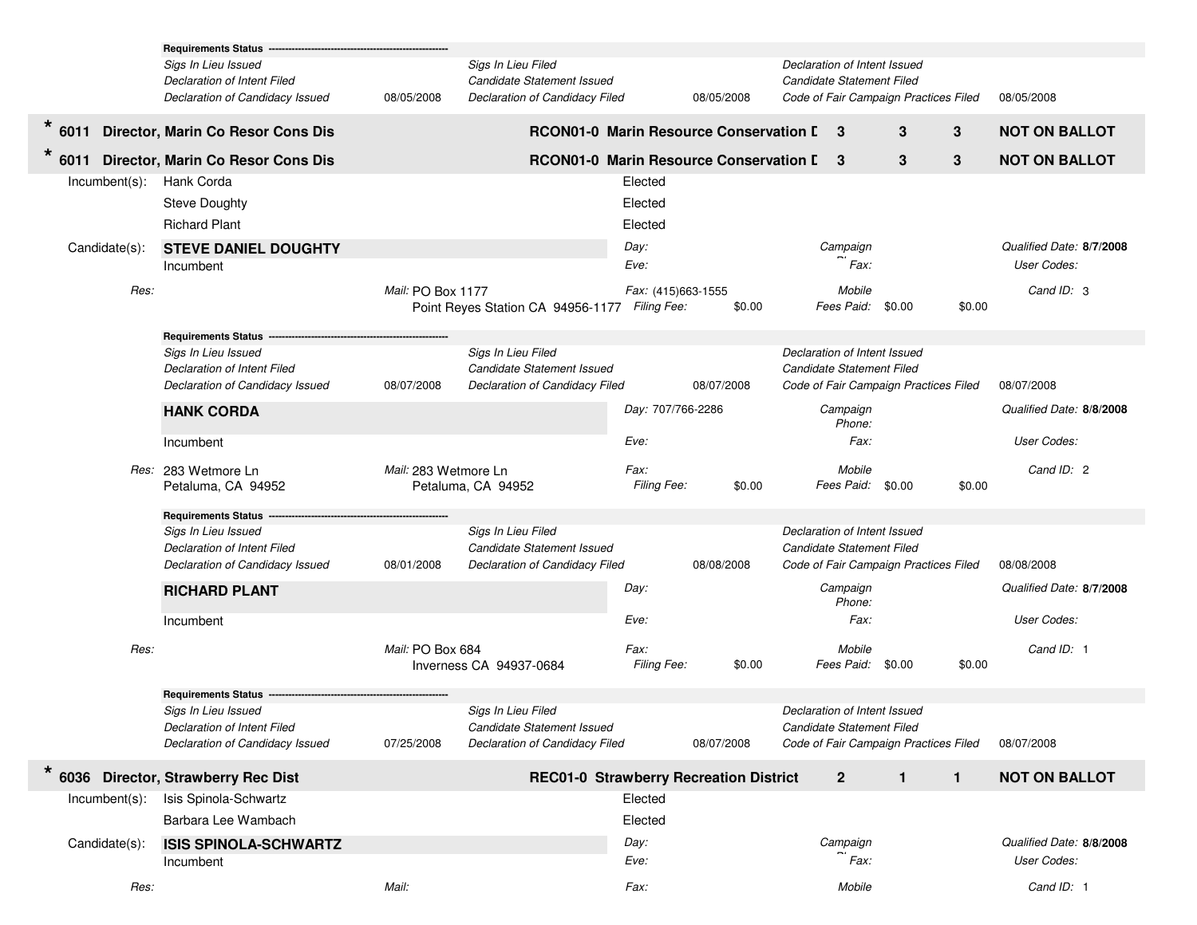**Requirements Status**

| | | | | | |
|---|---|---|---|---|---|
| *Sigs In Lieu Issued* | | *Sigs In Lieu Filed* | | *Declaration of Intent Issued* | |
| *Declaration of Intent Filed* | | *Candidate Statement Issued* | | *Candidate Statement Filed* | |
| *Declaration of Candidacy Issued* | 08/05/2008 | *Declaration of Candidacy Filed* | 08/05/2008 | *Code of Fair Campaign Practices Filed* | 08/05/2008 |

## * 6011 Director, Marin Co Resor Cons Dis — RCON01-0 Marin Resource Conservation D — 3 — 3 — 3 — NOT ON BALLOT

## * 6011 Director, Marin Co Resor Cons Dis — RCON01-0 Marin Resource Conservation D — 3 — 3 — 3 — NOT ON BALLOT

Incumbent(s):

| | |
|---|---|
| Hank Corda | Elected |
| Steve Doughty | Elected |
| Richard Plant | Elected |

Candidate(s):

**STEVE DANIEL DOUGHTY**
Incumbent

| | | | | |
|---|---|---|---|---|
| | Day: | Campaign Phone: | | Qualified Date: **8/7/2008** |
| | Eve: | Fax: | | User Codes: |
| Res: | Mail: PO Box 1177, Point Reyes Station CA 94956-1177 | Fax: (415)663-1555 | Mobile | Cand ID: 3 |
| | | Filing Fee: $0.00 | Fees Paid: $0.00 $0.00 | |

**Requirements Status**

| | | | | | |
|---|---|---|---|---|---|
| *Sigs In Lieu Issued* | | *Sigs In Lieu Filed* | | *Declaration of Intent Issued* | |
| *Declaration of Intent Filed* | | *Candidate Statement Issued* | | *Candidate Statement Filed* | |
| *Declaration of Candidacy Issued* | 08/07/2008 | *Declaration of Candidacy Filed* | 08/07/2008 | *Code of Fair Campaign Practices Filed* | 08/07/2008 |

**HANK CORDA**
Incumbent

| | | | | |
|---|---|---|---|---|
| | Day: 707/766-2286 | Campaign Phone: | | Qualified Date: **8/8/2008** |
| | Eve: | Fax: | | User Codes: |
| Res: 283 Wetmore Ln, Petaluma, CA 94952 | Mail: 283 Wetmore Ln, Petaluma, CA 94952 | Fax: | Mobile | Cand ID: 2 |
| | | Filing Fee: $0.00 | Fees Paid: $0.00 $0.00 | |

**Requirements Status**

| | | | | | |
|---|---|---|---|---|---|
| *Sigs In Lieu Issued* | | *Sigs In Lieu Filed* | | *Declaration of Intent Issued* | |
| *Declaration of Intent Filed* | | *Candidate Statement Issued* | | *Candidate Statement Filed* | |
| *Declaration of Candidacy Issued* | 08/01/2008 | *Declaration of Candidacy Filed* | 08/08/2008 | *Code of Fair Campaign Practices Filed* | 08/08/2008 |

**RICHARD PLANT**
Incumbent

| | | | | |
|---|---|---|---|---|
| | Day: | Campaign Phone: | | Qualified Date: **8/7/2008** |
| | Eve: | Fax: | | User Codes: |
| Res: | Mail: PO Box 684, Inverness CA 94937-0684 | Fax: | Mobile | Cand ID: 1 |
| | | Filing Fee: $0.00 | Fees Paid: $0.00 $0.00 | |

**Requirements Status**

| | | | | | |
|---|---|---|---|---|---|
| *Sigs In Lieu Issued* | | *Sigs In Lieu Filed* | | *Declaration of Intent Issued* | |
| *Declaration of Intent Filed* | | *Candidate Statement Issued* | | *Candidate Statement Filed* | |
| *Declaration of Candidacy Issued* | 07/25/2008 | *Declaration of Candidacy Filed* | 08/07/2008 | *Code of Fair Campaign Practices Filed* | 08/07/2008 |

## * 6036 Director, Strawberry Rec Dist — REC01-0 Strawberry Recreation District — 2 — 1 — 1 — NOT ON BALLOT

Incumbent(s):

| | |
|---|---|
| Isis Spinola-Schwartz | Elected |
| Barbara Lee Wambach | Elected |

Candidate(s):

**ISIS SPINOLA-SCHWARTZ**
Incumbent

| | | | | |
|---|---|---|---|---|
| | Day: | Campaign Phone: | | Qualified Date: **8/8/2008** |
| | Eve: | Fax: | | User Codes: |
| Res: | Mail: | Fax: | Mobile | Cand ID: 1 |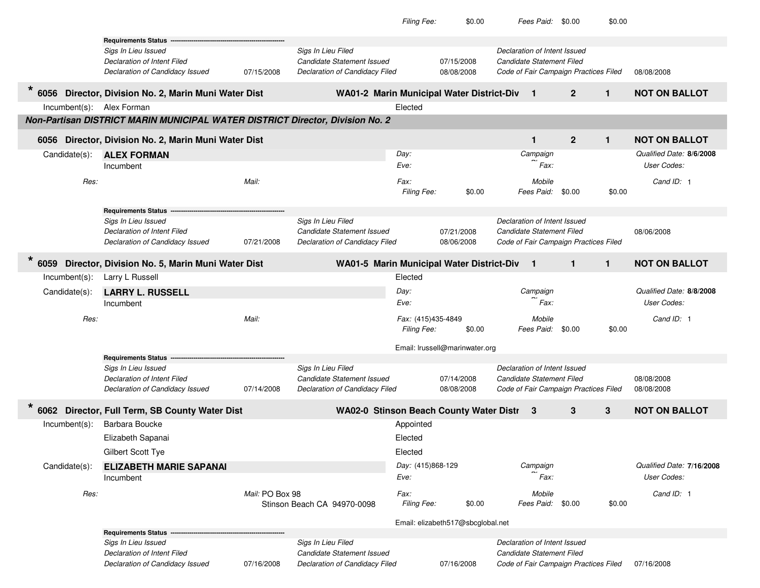Filing Fee: $0.00 Fees Paid: $0.00 $0.00

**Requirements Status**

| | | | | | |
|---|---|---|---|---|---|
| Sigs In Lieu Issued | | Sigs In Lieu Filed | | Declaration of Intent Issued | |
| Declaration of Intent Filed | | Candidate Statement Issued | 07/15/2008 | Candidate Statement Filed | |
| Declaration of Candidacy Issued | 07/15/2008 | Declaration of Candidacy Filed | 08/08/2008 | Code of Fair Campaign Practices Filed | 08/08/2008 |

**\* 6056 Director, Division No. 2, Marin Muni Water Dist** — **WA01-2 Marin Municipal Water District-Div** — **1** — **2** — **1** — **NOT ON BALLOT**

Incumbent(s): Alex Forman — Elected

***Non-Partisan DISTRICT MARIN MUNICIPAL WATER DISTRICT Director, Division No. 2***

**6056 Director, Division No. 2, Marin Muni Water Dist** — **1** — **2** — **1** — **NOT ON BALLOT**

Candidate(s): **ALEX FORMAN**
Incumbent

Day: | Eve: | Campaign | Fax: | Qualified Date: **8/6/2008** | User Codes:

Res: | Mail: | Fax: | Mobile | Cand ID: 1

Filing Fee: $0.00 Fees Paid: $0.00 $0.00

**Requirements Status**

| | | | | | |
|---|---|---|---|---|---|
| Sigs In Lieu Issued | | Sigs In Lieu Filed | | Declaration of Intent Issued | |
| Declaration of Intent Filed | | Candidate Statement Issued | 07/21/2008 | Candidate Statement Filed | 08/06/2008 |
| Declaration of Candidacy Issued | 07/21/2008 | Declaration of Candidacy Filed | 08/06/2008 | Code of Fair Campaign Practices Filed | |

**\* 6059 Director, Division No. 5, Marin Muni Water Dist** — **WA01-5 Marin Municipal Water District-Div** — **1** — **1** — **1** — **NOT ON BALLOT**

Incumbent(s): Larry L Russell — Elected

Candidate(s): **LARRY L. RUSSELL**
Incumbent

Day: | Eve: | Campaign | Fax: | Qualified Date: **8/8/2008** | User Codes:

Res: | Mail: | Fax: (415)435-4849 | Mobile | Cand ID: 1

Filing Fee: $0.00 Fees Paid: $0.00 $0.00

Email: lrussell@marinwater.org

**Requirements Status**

| | | | | | |
|---|---|---|---|---|---|
| Sigs In Lieu Issued | | Sigs In Lieu Filed | | Declaration of Intent Issued | |
| Declaration of Intent Filed | | Candidate Statement Issued | 07/14/2008 | Candidate Statement Filed | 08/08/2008 |
| Declaration of Candidacy Issued | 07/14/2008 | Declaration of Candidacy Filed | 08/08/2008 | Code of Fair Campaign Practices Filed | 08/08/2008 |

**\* 6062 Director, Full Term, SB County Water Dist** — **WA02-0 Stinson Beach County Water Distr** — **3** — **3** — **3** — **NOT ON BALLOT**

Incumbent(s):
- Barbara Boucke — Appointed
- Elizabeth Sapanai — Elected
- Gilbert Scott Tye — Elected

Candidate(s): **ELIZABETH MARIE SAPANAI**
Incumbent

Day: (415)868-129 | Eve: | Campaign | Fax: | Qualified Date: **7/16/2008** | User Codes:

Res: | Mail: PO Box 98, Stinson Beach CA 94970-0098 | Fax: | Mobile | Cand ID: 1

Filing Fee: $0.00 Fees Paid: $0.00 $0.00

Email: elizabeth517@sbcglobal.net

**Requirements Status**

| | | | | | |
|---|---|---|---|---|---|
| Sigs In Lieu Issued | | Sigs In Lieu Filed | | Declaration of Intent Issued | |
| Declaration of Intent Filed | | Candidate Statement Issued | | Candidate Statement Filed | |
| Declaration of Candidacy Issued | 07/16/2008 | Declaration of Candidacy Filed | 07/16/2008 | Code of Fair Campaign Practices Filed | 07/16/2008 |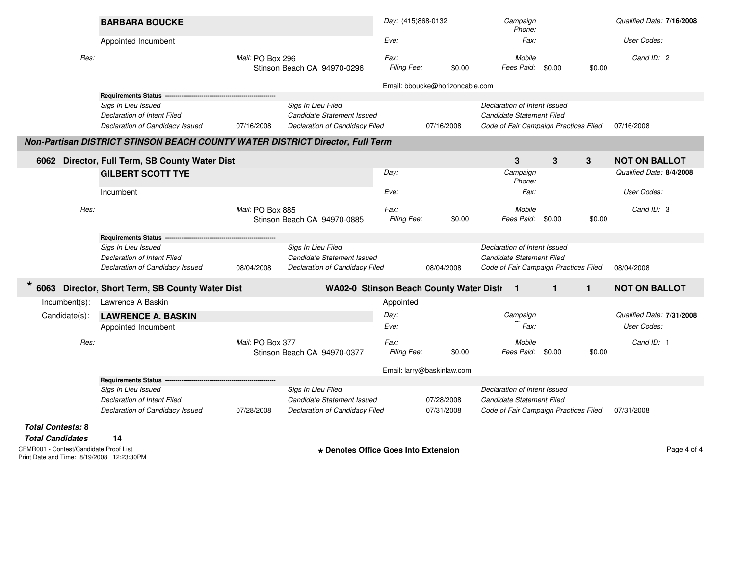**BARBARA BOUCKE**

Appointed Incumbent

| | | | |
|---|---|---|---|
| Day: (415)868-0132 | Campaign Phone: | | Qualified Date: **7/16/2008** |
| Eve: | Fax: | | User Codes: |
| Fax: | Mobile | | Cand ID: 2 |

Res:

Mail: PO Box 296
Stinson Beach CA 94970-0296

Filing Fee: $0.00 Fees Paid: $0.00 $0.00

Email: bboucke@horizoncable.com

**Requirements Status**

| | | | | | |
|---|---|---|---|---|---|
| Sigs In Lieu Issued | | Sigs In Lieu Filed | | Declaration of Intent Issued | |
| Declaration of Intent Filed | | Candidate Statement Issued | | Candidate Statement Filed | |
| Declaration of Candidacy Issued | 07/16/2008 | Declaration of Candidacy Filed | 07/16/2008 | Code of Fair Campaign Practices Filed | 07/16/2008 |

## Non-Partisan DISTRICT STINSON BEACH COUNTY WATER DISTRICT Director, Full Term

### 6062 Director, Full Term, SB County Water Dist — 3 3 3 — NOT ON BALLOT

**GILBERT SCOTT TYE**

Incumbent

| | | | |
|---|---|---|---|
| Day: | Campaign Phone: | | Qualified Date: **8/4/2008** |
| Eve: | Fax: | | User Codes: |
| Fax: | Mobile | | Cand ID: 3 |

Res:

Mail: PO Box 885
Stinson Beach CA 94970-0885

Filing Fee: $0.00 Fees Paid: $0.00 $0.00

**Requirements Status**

| | | | | | |
|---|---|---|---|---|---|
| Sigs In Lieu Issued | | Sigs In Lieu Filed | | Declaration of Intent Issued | |
| Declaration of Intent Filed | | Candidate Statement Issued | | Candidate Statement Filed | |
| Declaration of Candidacy Issued | 08/04/2008 | Declaration of Candidacy Filed | 08/04/2008 | Code of Fair Campaign Practices Filed | 08/04/2008 |

### * 6063 Director, Short Term, SB County Water Dist — WA02-0 Stinson Beach County Water Distr — 1 1 1 — NOT ON BALLOT

Incumbent(s): Lawrence A Baskin — Appointed

Candidate(s): **LAWRENCE A. BASKIN**

Appointed Incumbent

| | | | |
|---|---|---|---|
| Day: | Campaign Phone: | | Qualified Date: **7/31/2008** |
| Eve: | Fax: | | User Codes: |
| Fax: | Mobile | | Cand ID: 1 |

Res:

Mail: PO Box 377
Stinson Beach CA 94970-0377

Filing Fee: $0.00 Fees Paid: $0.00 $0.00

Email: larry@baskinlaw.com

**Requirements Status**

| | | | | | |
|---|---|---|---|---|---|
| Sigs In Lieu Issued | | Sigs In Lieu Filed | | Declaration of Intent Issued | |
| Declaration of Intent Filed | | Candidate Statement Issued | 07/28/2008 | Candidate Statement Filed | |
| Declaration of Candidacy Issued | 07/28/2008 | Declaration of Candidacy Filed | 07/31/2008 | Code of Fair Campaign Practices Filed | 07/31/2008 |

**Total Contests: 8**

**Total Candidates 14**

CFMR001 - Contest/Candidate Proof List
Print Date and Time: 8/19/2008 12:23:30PM

**\* Denotes Office Goes Into Extension**